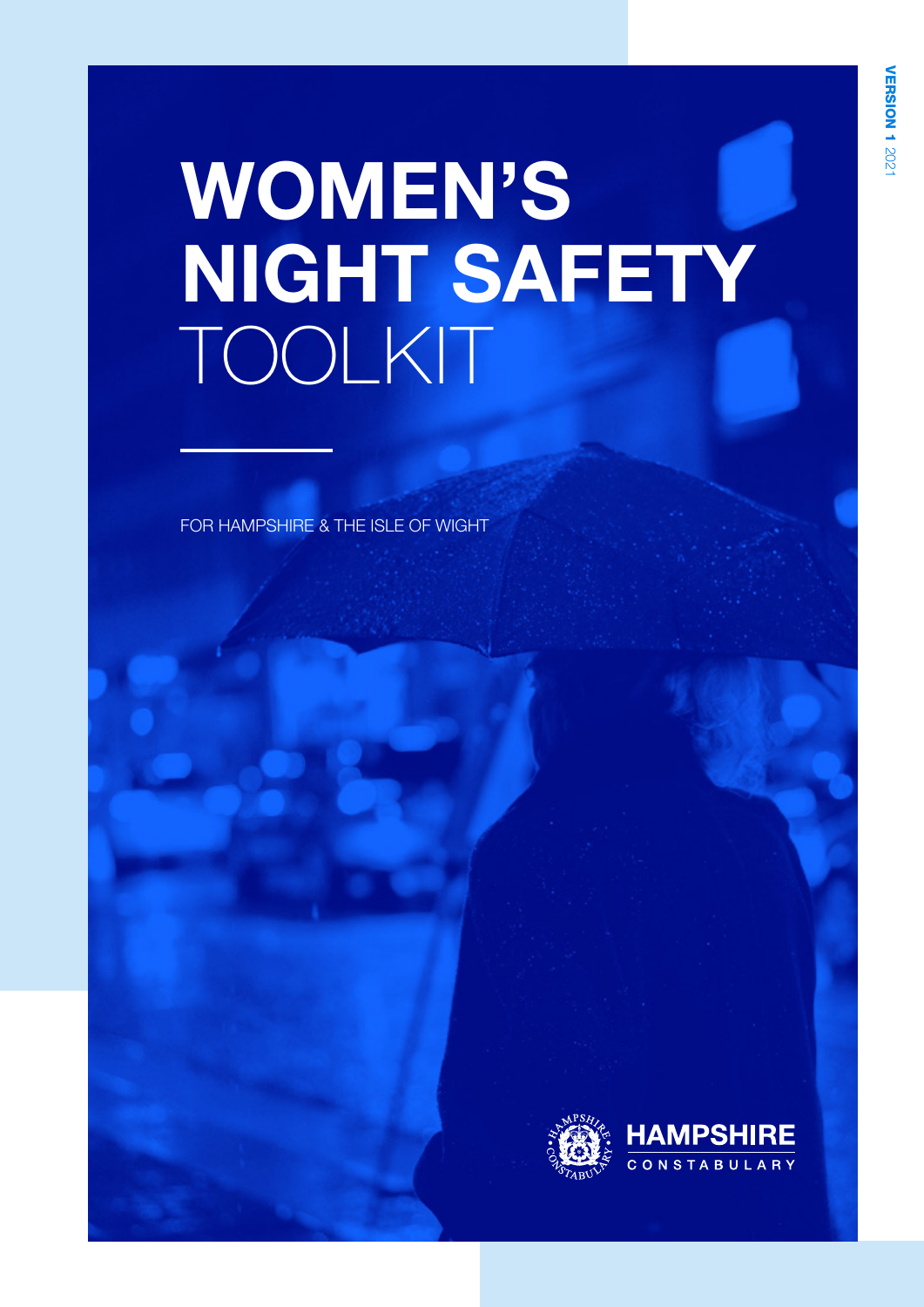VERSION 1 2021

# WOMEN'S NIGHT SAFETY TOOLKIT

FOR HAMPSHIRE & THE ISLE OF WIGHT

HAMPSHIRE CONSTABULARY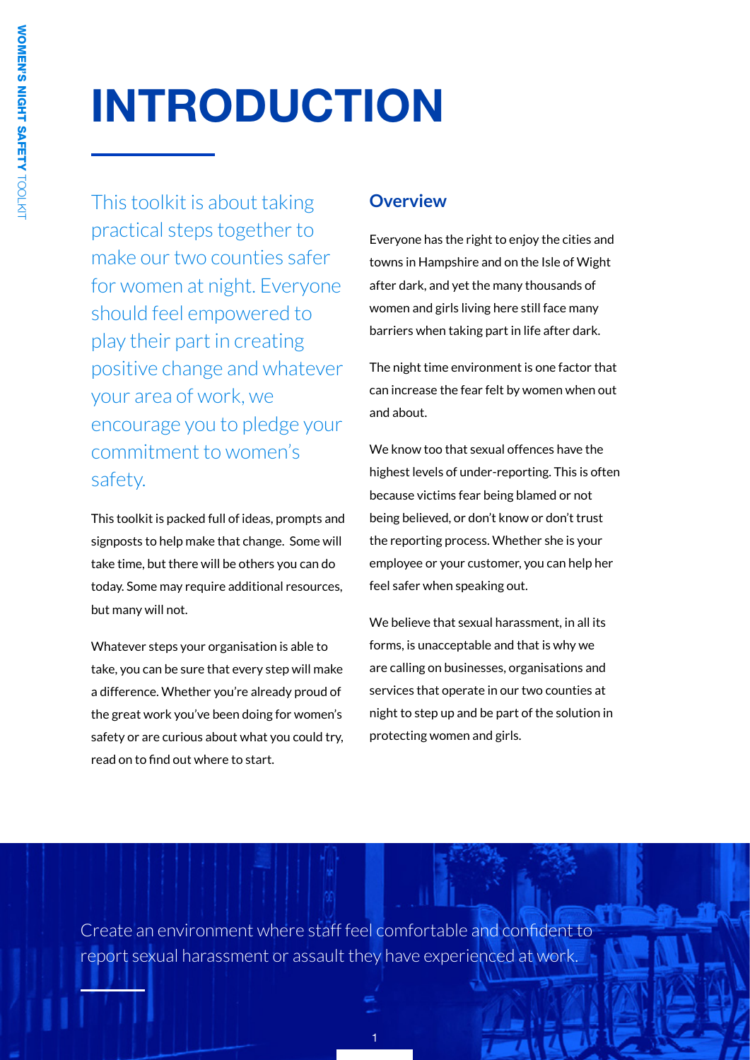# INTRODUCTION

This toolkit is about taking practical steps together to make our two counties safer for women at night. Everyone should feel empowered to play their part in creating positive change and whatever your area of work, we encourage you to pledge your commitment to women's safety.

This toolkit is packed full of ideas, prompts and signposts to help make that change. Some will take time, but there will be others you can do today. Some may require additional resources, but many will not.

Whatever steps your organisation is able to take, you can be sure that every step will make a difference. Whether you're already proud of the great work you've been doing for women's safety or are curious about what you could try, read on to find out where to start.

## Overview

Everyone has the right to enjoy the cities and towns in Hampshire and on the Isle of Wight after dark, and yet the many thousands of women and girls living here still face many barriers when taking part in life after dark.

The night time environment is one factor that can increase the fear felt by women when out and about.

We know too that sexual offences have the highest levels of under-reporting. This is often because victims fear being blamed or not being believed, or don't know or don't trust the reporting process. Whether she is your employee or your customer, you can help her feel safer when speaking out.

We believe that sexual harassment, in all its forms, is unacceptable and that is why we are calling on businesses, organisations and services that operate in our two counties at night to step up and be part of the solution in protecting women and girls.

Create an environment where staff feel comfortable and confident to report sexual harassment or assault they have experienced at work.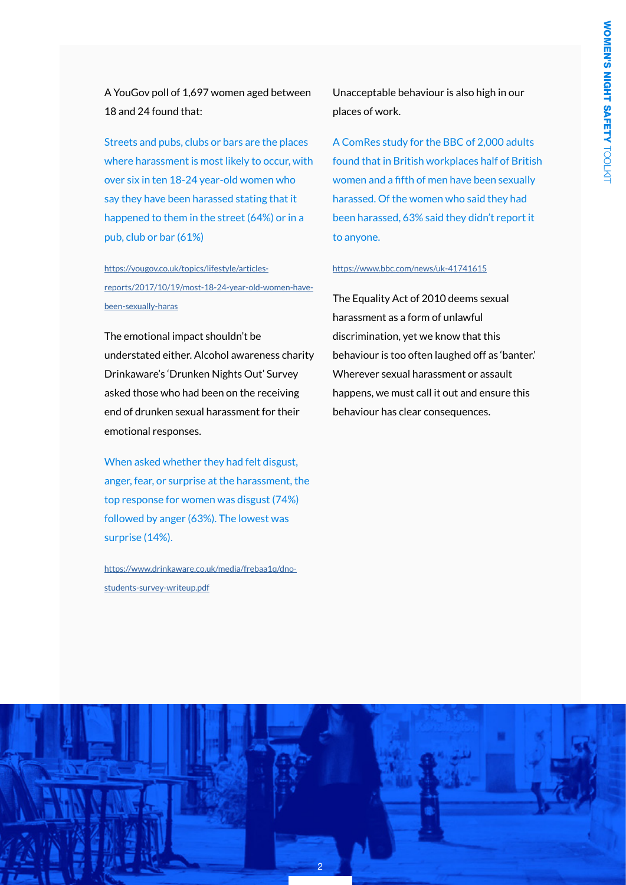A YouGov poll of 1,697 women aged between 18 and 24 found that:

Streets and pubs, clubs or bars are the places where harassment is most likely to occur, with over six in ten 18-24 year-old women who say they have been harassed stating that it happened to them in the street (64%) or in a pub, club or bar (61%)

https://yougov.co.uk/topics/lifestyle/articles-reports/2017/10/19/most-18-24-year-old-women-have-been-sexually-haras

The emotional impact shouldn't be understated either. Alcohol awareness charity Drinkaware's 'Drunken Nights Out' Survey asked those who had been on the receiving end of drunken sexual harassment for their emotional responses.

When asked whether they had felt disgust, anger, fear, or surprise at the harassment, the top response for women was disgust (74%) followed by anger (63%). The lowest was surprise (14%).

https://www.drinkaware.co.uk/media/frebaa1q/dno-students-survey-writeup.pdf

Unacceptable behaviour is also high in our places of work.

A ComRes study for the BBC of 2,000 adults found that in British workplaces half of British women and a fifth of men have been sexually harassed. Of the women who said they had been harassed, 63% said they didn't report it to anyone.

https://www.bbc.com/news/uk-41741615

The Equality Act of 2010 deems sexual harassment as a form of unlawful discrimination, yet we know that this behaviour is too often laughed off as 'banter.' Wherever sexual harassment or assault happens, we must call it out and ensure this behaviour has clear consequences.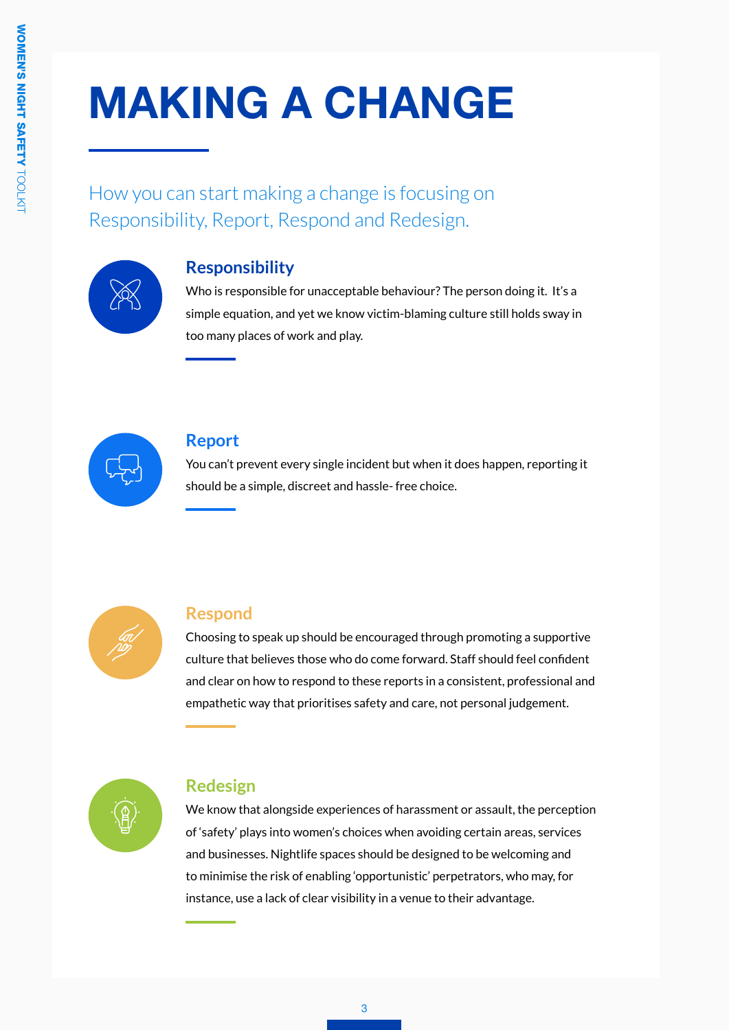# MAKING A CHANGE

How you can start making a change is focusing on Responsibility, Report, Respond and Redesign.

## Responsibility

Who is responsible for unacceptable behaviour? The person doing it.  It's a simple equation, and yet we know victim-blaming culture still holds sway in too many places of work and play.

## Report

You can't prevent every single incident but when it does happen, reporting it should be a simple, discreet and hassle- free choice.

## Respond

Choosing to speak up should be encouraged through promoting a supportive culture that believes those who do come forward. Staff should feel confident and clear on how to respond to these reports in a consistent, professional and empathetic way that prioritises safety and care, not personal judgement.

## Redesign

We know that alongside experiences of harassment or assault, the perception of 'safety' plays into women's choices when avoiding certain areas, services and businesses. Nightlife spaces should be designed to be welcoming and to minimise the risk of enabling 'opportunistic' perpetrators, who may, for instance, use a lack of clear visibility in a venue to their advantage.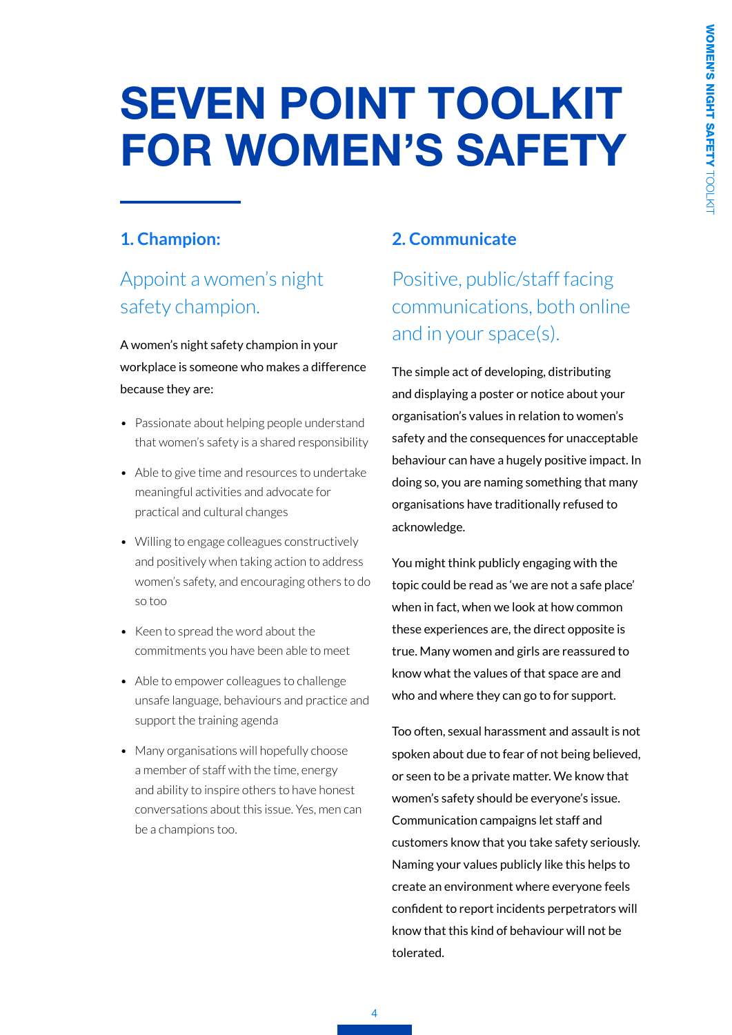# SEVEN POINT TOOLKIT FOR WOMEN'S SAFETY

## 1. Champion:

### Appoint a women's night safety champion.

A women's night safety champion in your workplace is someone who makes a difference because they are:

- Passionate about helping people understand that women's safety is a shared responsibility
- Able to give time and resources to undertake meaningful activities and advocate for practical and cultural changes
- Willing to engage colleagues constructively and positively when taking action to address women's safety, and encouraging others to do so too
- Keen to spread the word about the commitments you have been able to meet
- Able to empower colleagues to challenge unsafe language, behaviours and practice and support the training agenda
- Many organisations will hopefully choose a member of staff with the time, energy and ability to inspire others to have honest conversations about this issue. Yes, men can be a champions too.

## 2. Communicate

### Positive, public/staff facing communications, both online and in your space(s).

The simple act of developing, distributing and displaying a poster or notice about your organisation's values in relation to women's safety and the consequences for unacceptable behaviour can have a hugely positive impact. In doing so, you are naming something that many organisations have traditionally refused to acknowledge.

You might think publicly engaging with the topic could be read as 'we are not a safe place' when in fact, when we look at how common these experiences are, the direct opposite is true. Many women and girls are reassured to know what the values of that space are and who and where they can go to for support.

Too often, sexual harassment and assault is not spoken about due to fear of not being believed, or seen to be a private matter. We know that women's safety should be everyone's issue. Communication campaigns let staff and customers know that you take safety seriously. Naming your values publicly like this helps to create an environment where everyone feels confident to report incidents perpetrators will know that this kind of behaviour will not be tolerated.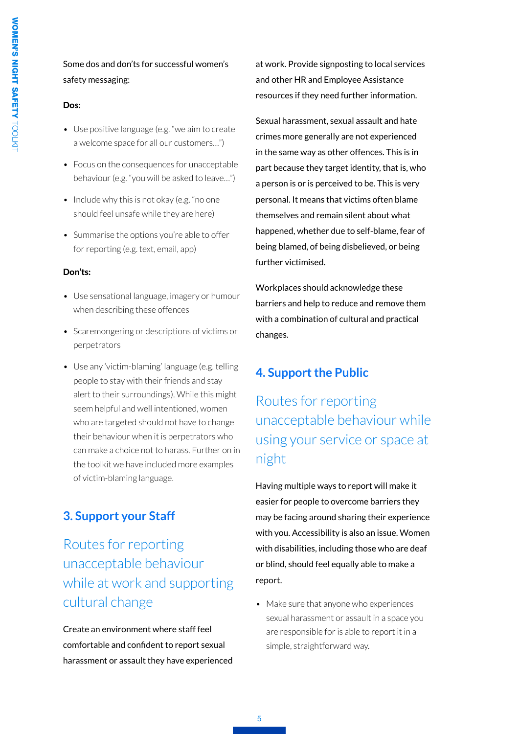Some dos and don'ts for successful women's safety messaging:

**Dos:**

- Use positive language (e.g. "we aim to create a welcome space for all our customers…")
- Focus on the consequences for unacceptable behaviour (e.g. "you will be asked to leave…")
- Include why this is not okay (e.g. "no one should feel unsafe while they are here)
- Summarise the options you're able to offer for reporting (e.g. text, email, app)

**Don'ts:**

- Use sensational language, imagery or humour when describing these offences
- Scaremongering or descriptions of victims or perpetrators
- Use any 'victim-blaming' language (e.g. telling people to stay with their friends and stay alert to their surroundings). While this might seem helpful and well intentioned, women who are targeted should not have to change their behaviour when it is perpetrators who can make a choice not to harass. Further on in the toolkit we have included more examples of victim-blaming language.

## 3. Support your Staff

### Routes for reporting unacceptable behaviour while at work and supporting cultural change

Create an environment where staff feel comfortable and confident to report sexual harassment or assault they have experienced at work. Provide signposting to local services and other HR and Employee Assistance resources if they need further information.

Sexual harassment, sexual assault and hate crimes more generally are not experienced in the same way as other offences. This is in part because they target identity, that is, who a person is or is perceived to be. This is very personal. It means that victims often blame themselves and remain silent about what happened, whether due to self-blame, fear of being blamed, of being disbelieved, or being further victimised.

Workplaces should acknowledge these barriers and help to reduce and remove them with a combination of cultural and practical changes.

## 4. Support the Public

### Routes for reporting unacceptable behaviour while using your service or space at night

Having multiple ways to report will make it easier for people to overcome barriers they may be facing around sharing their experience with you. Accessibility is also an issue. Women with disabilities, including those who are deaf or blind, should feel equally able to make a report.

- Make sure that anyone who experiences sexual harassment or assault in a space you are responsible for is able to report it in a simple, straightforward way.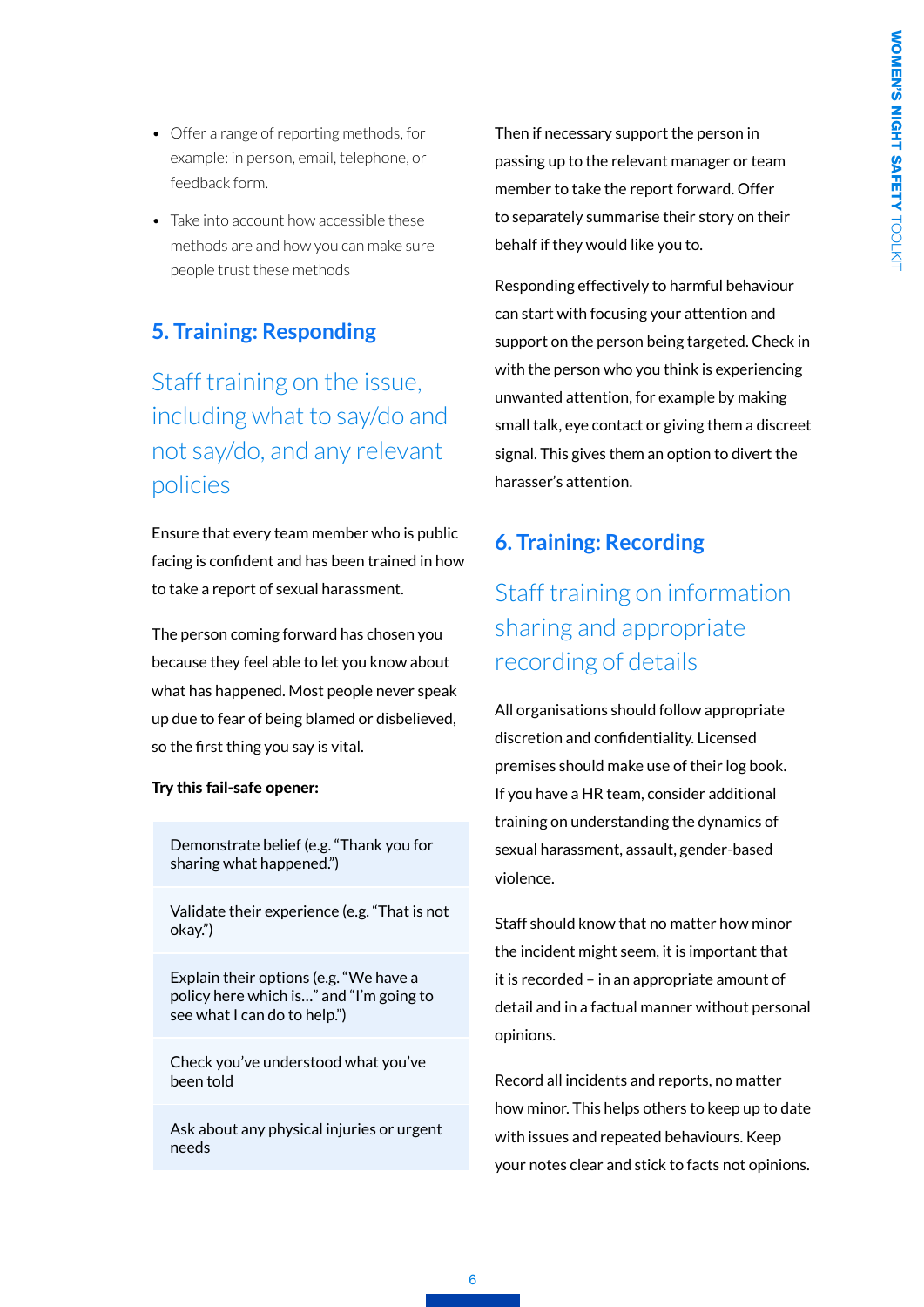- Offer a range of reporting methods, for example: in person, email, telephone, or feedback form.
- Take into account how accessible these methods are and how you can make sure people trust these methods

## 5. Training: Responding

### Staff training on the issue, including what to say/do and not say/do, and any relevant policies

Ensure that every team member who is public facing is confident and has been trained in how to take a report of sexual harassment.

The person coming forward has chosen you because they feel able to let you know about what has happened. Most people never speak up due to fear of being blamed or disbelieved, so the first thing you say is vital.

**Try this fail-safe opener:**

- Demonstrate belief (e.g. "Thank you for sharing what happened.")
- Validate their experience (e.g. "That is not okay.")
- Explain their options (e.g. "We have a policy here which is…" and "I'm going to see what I can do to help.")
- Check you've understood what you've been told
- Ask about any physical injuries or urgent needs

Then if necessary support the person in passing up to the relevant manager or team member to take the report forward. Offer to separately summarise their story on their behalf if they would like you to.

Responding effectively to harmful behaviour can start with focusing your attention and support on the person being targeted. Check in with the person who you think is experiencing unwanted attention, for example by making small talk, eye contact or giving them a discreet signal. This gives them an option to divert the harasser's attention.

## 6. Training: Recording

### Staff training on information sharing and appropriate recording of details

All organisations should follow appropriate discretion and confidentiality. Licensed premises should make use of their log book. If you have a HR team, consider additional training on understanding the dynamics of sexual harassment, assault, gender-based violence.

Staff should know that no matter how minor the incident might seem, it is important that it is recorded – in an appropriate amount of detail and in a factual manner without personal opinions.

Record all incidents and reports, no matter how minor. This helps others to keep up to date with issues and repeated behaviours. Keep your notes clear and stick to facts not opinions.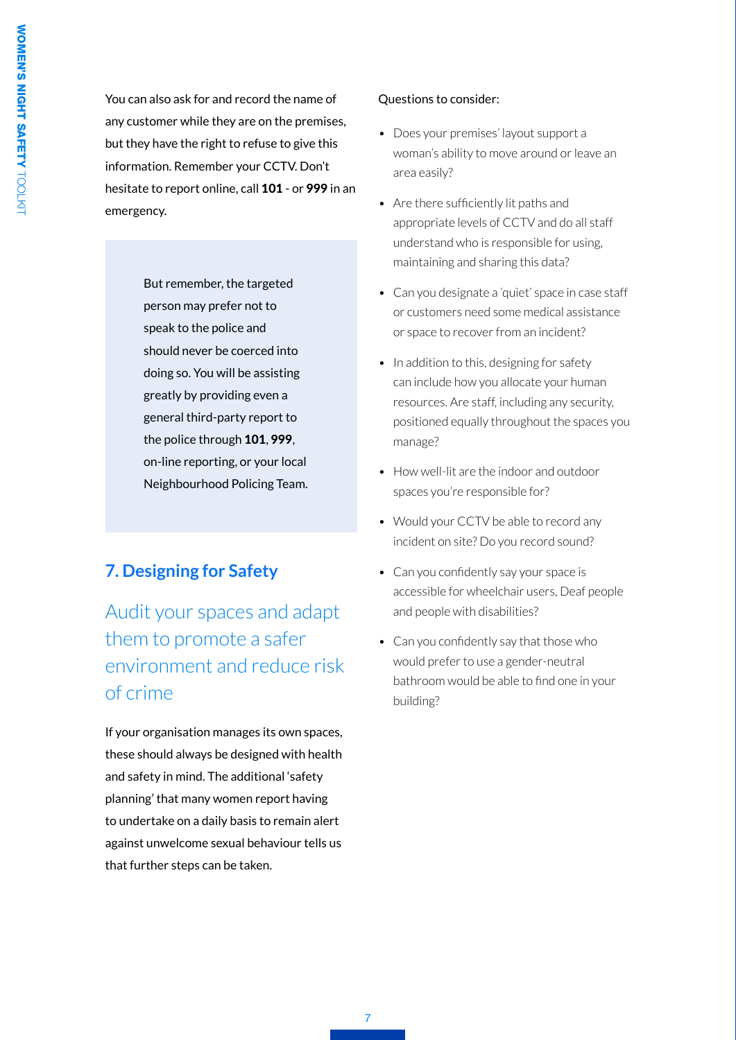You can also ask for and record the name of any customer while they are on the premises, but they have the right to refuse to give this information. Remember your CCTV. Don't hesitate to report online, call **101** - or **999** in an emergency.

> But remember, the targeted person may prefer not to speak to the police and should never be coerced into doing so. You will be assisting greatly by providing even a general third-party report to the police through **101**, **999**, on-line reporting, or your local Neighbourhood Policing Team.

## 7. Designing for Safety

### Audit your spaces and adapt them to promote a safer environment and reduce risk of crime

If your organisation manages its own spaces, these should always be designed with health and safety in mind. The additional 'safety planning' that many women report having to undertake on a daily basis to remain alert against unwelcome sexual behaviour tells us that further steps can be taken.

Questions to consider:

- Does your premises' layout support a woman's ability to move around or leave an area easily?
- Are there sufficiently lit paths and appropriate levels of CCTV and do all staff understand who is responsible for using, maintaining and sharing this data?
- Can you designate a 'quiet' space in case staff or customers need some medical assistance or space to recover from an incident?
- In addition to this, designing for safety can include how you allocate your human resources. Are staff, including any security, positioned equally throughout the spaces you manage?
- How well-lit are the indoor and outdoor spaces you're responsible for?
- Would your CCTV be able to record any incident on site? Do you record sound?
- Can you confidently say your space is accessible for wheelchair users, Deaf people and people with disabilities?
- Can you confidently say that those who would prefer to use a gender-neutral bathroom would be able to find one in your building?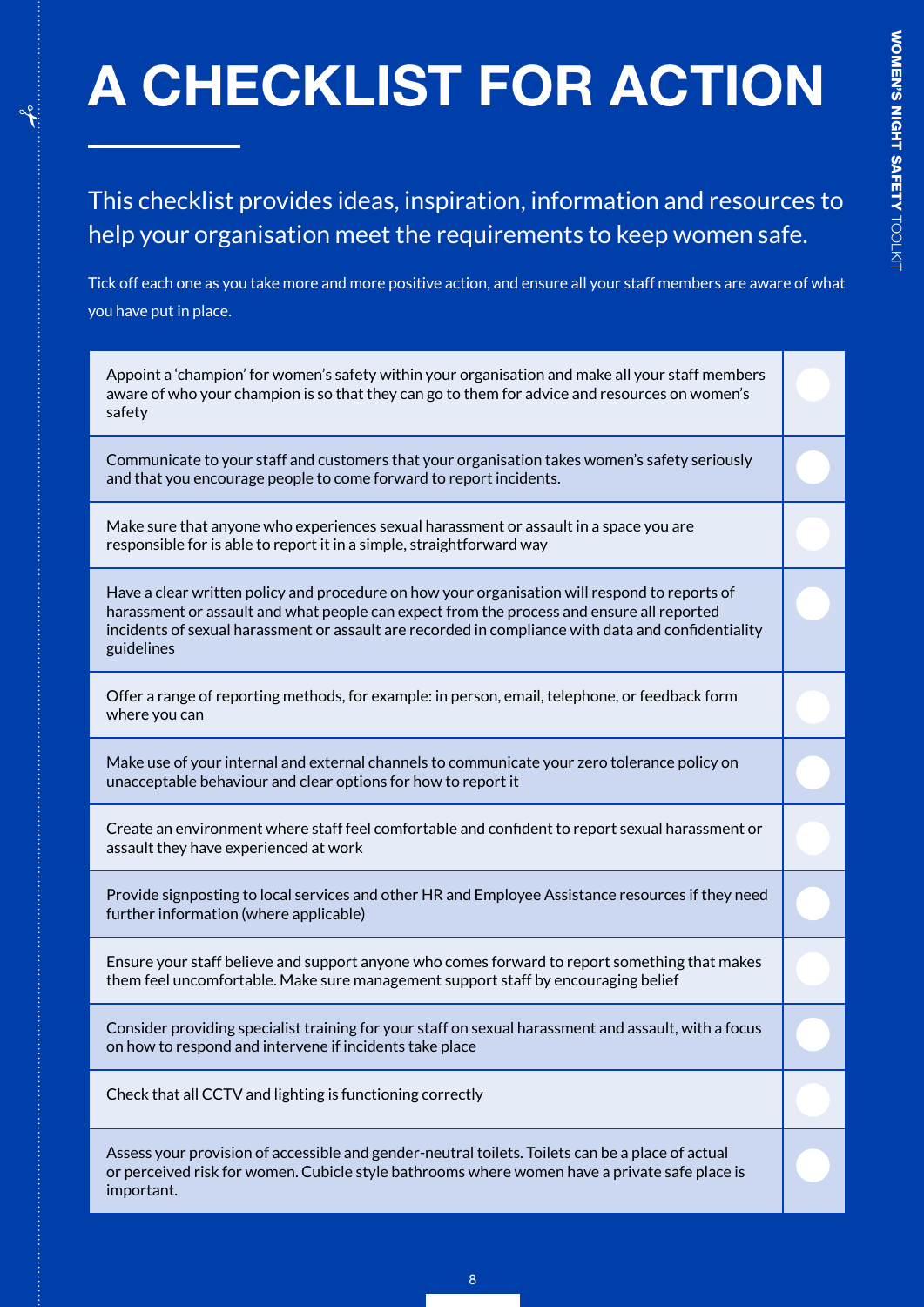# A CHECKLIST FOR ACTION

This checklist provides ideas, inspiration, information and resources to help your organisation meet the requirements to keep women safe.

Tick off each one as you take more and more positive action, and ensure all your staff members are aware of what you have put in place.

| | |
|---|---|
| Appoint a 'champion' for women's safety within your organisation and make all your staff members aware of who your champion is so that they can go to them for advice and resources on women's safety | ☐ |
| Communicate to your staff and customers that your organisation takes women's safety seriously and that you encourage people to come forward to report incidents. | ☐ |
| Make sure that anyone who experiences sexual harassment or assault in a space you are responsible for is able to report it in a simple, straightforward way | ☐ |
| Have a clear written policy and procedure on how your organisation will respond to reports of harassment or assault and what people can expect from the process and ensure all reported incidents of sexual harassment or assault are recorded in compliance with data and confidentiality guidelines | ☐ |
| Offer a range of reporting methods, for example: in person, email, telephone, or feedback form where you can | ☐ |
| Make use of your internal and external channels to communicate your zero tolerance policy on unacceptable behaviour and clear options for how to report it | ☐ |
| Create an environment where staff feel comfortable and confident to report sexual harassment or assault they have experienced at work | ☐ |
| Provide signposting to local services and other HR and Employee Assistance resources if they need further information (where applicable) | ☐ |
| Ensure your staff believe and support anyone who comes forward to report something that makes them feel uncomfortable. Make sure management support staff by encouraging belief | ☐ |
| Consider providing specialist training for your staff on sexual harassment and assault, with a focus on how to respond and intervene if incidents take place | ☐ |
| Check that all CCTV and lighting is functioning correctly | ☐ |
| Assess your provision of accessible and gender-neutral toilets. Toilets can be a place of actual or perceived risk for women. Cubicle style bathrooms where women have a private safe place is important. | ☐ |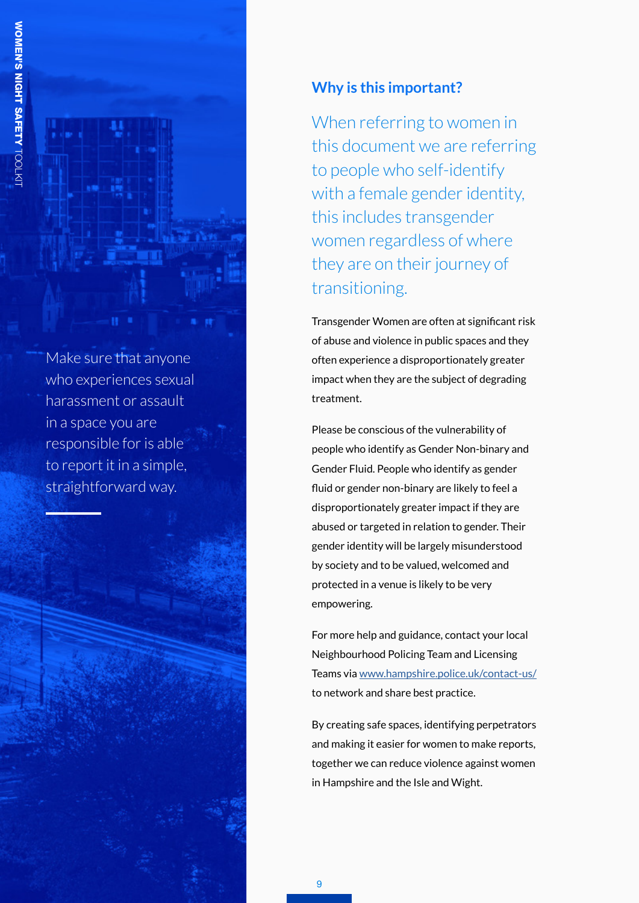Make sure that anyone who experiences sexual harassment or assault in a space you are responsible for is able to report it in a simple, straightforward way.

## Why is this important?

When referring to women in this document we are referring to people who self-identify with a female gender identity, this includes transgender women regardless of where they are on their journey of transitioning.

Transgender Women are often at significant risk of abuse and violence in public spaces and they often experience a disproportionately greater impact when they are the subject of degrading treatment.

Please be conscious of the vulnerability of people who identify as Gender Non-binary and Gender Fluid. People who identify as gender fluid or gender non-binary are likely to feel a disproportionately greater impact if they are abused or targeted in relation to gender. Their gender identity will be largely misunderstood by society and to be valued, welcomed and protected in a venue is likely to be very empowering.

For more help and guidance, contact your local Neighbourhood Policing Team and Licensing Teams via www.hampshire.police.uk/contact-us/ to network and share best practice.

By creating safe spaces, identifying perpetrators and making it easier for women to make reports, together we can reduce violence against women in Hampshire and the Isle and Wight.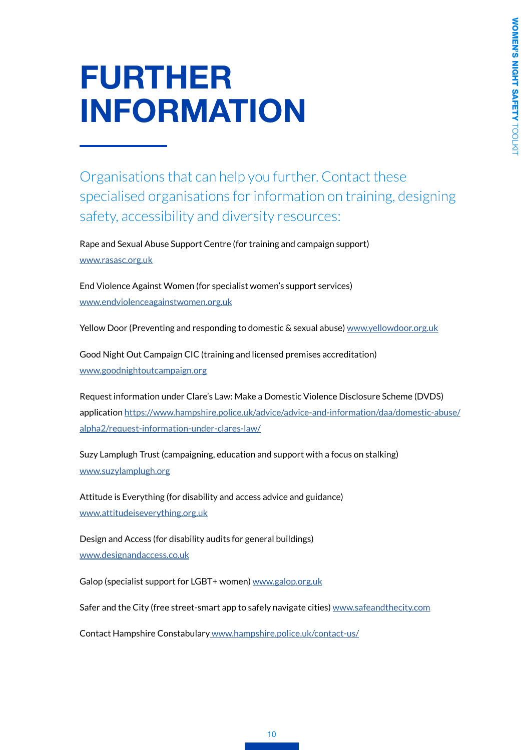# FURTHER INFORMATION

Organisations that can help you further. Contact these specialised organisations for information on training, designing safety, accessibility and diversity resources:

Rape and Sexual Abuse Support Centre (for training and campaign support)
www.rasasc.org.uk

End Violence Against Women (for specialist women's support services)
www.endviolenceagainstwomen.org.uk

Yellow Door (Preventing and responding to domestic & sexual abuse) www.yellowdoor.org.uk

Good Night Out Campaign CIC (training and licensed premises accreditation)
www.goodnightoutcampaign.org

Request information under Clare's Law: Make a Domestic Violence Disclosure Scheme (DVDS) application https://www.hampshire.police.uk/advice/advice-and-information/daa/domestic-abuse/alpha2/request-information-under-clares-law/

Suzy Lamplugh Trust (campaigning, education and support with a focus on stalking)
www.suzylamplugh.org

Attitude is Everything (for disability and access advice and guidance)
www.attitudeiseverything.org.uk

Design and Access (for disability audits for general buildings)
www.designandaccess.co.uk

Galop (specialist support for LGBT+ women) www.galop.org.uk

Safer and the City (free street-smart app to safely navigate cities) www.safeandthecity.com

Contact Hampshire Constabulary www.hampshire.police.uk/contact-us/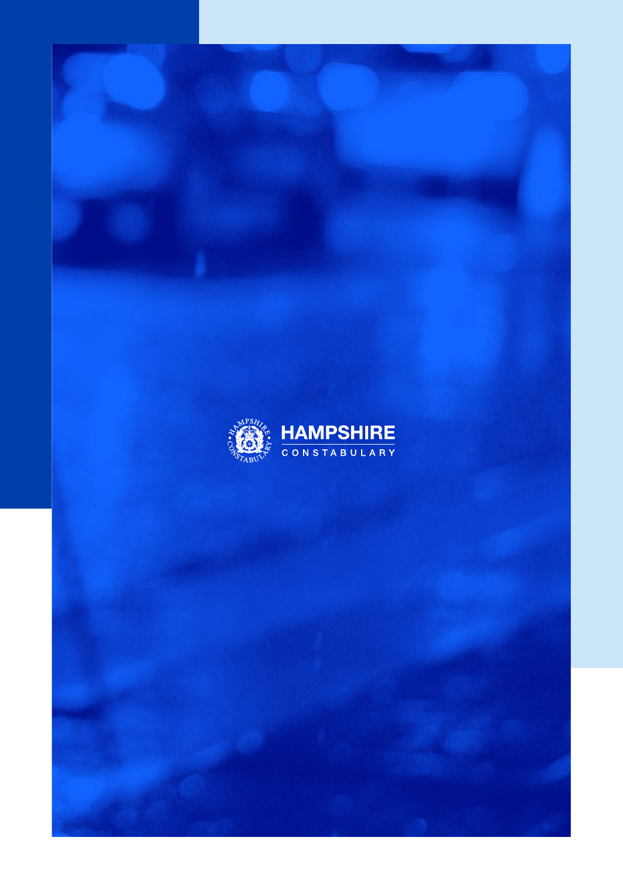HAMPSHIRE

CONSTABULARY